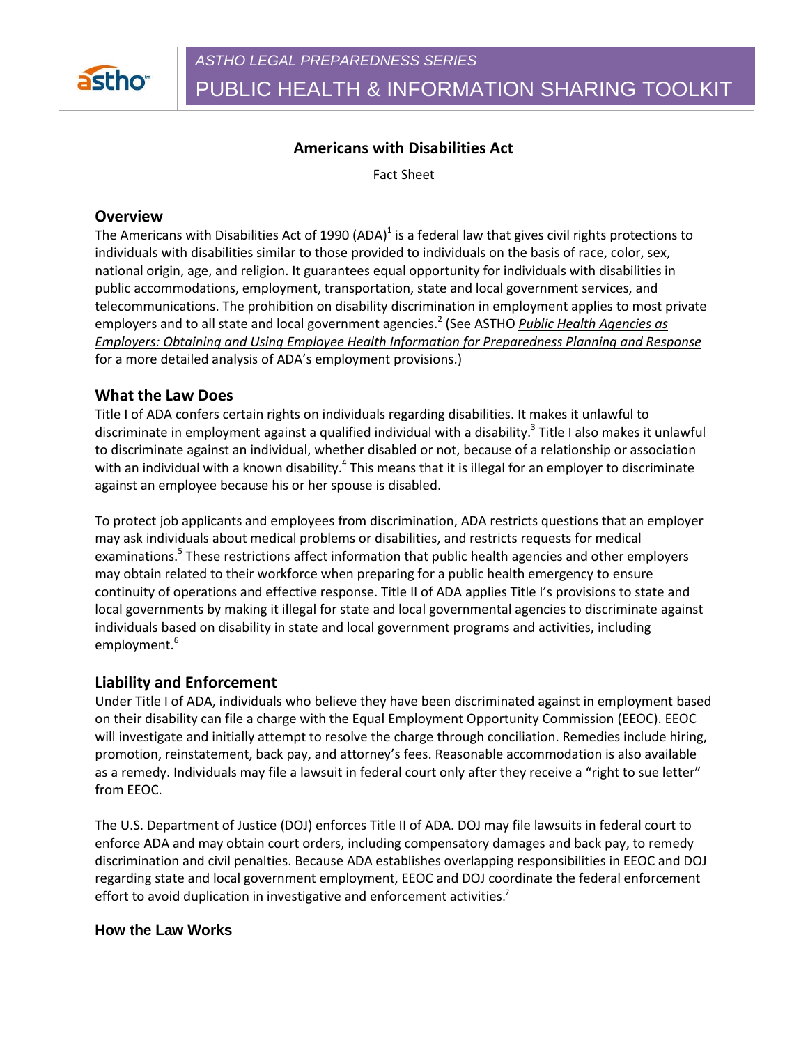*ASTHO LEGAL PREPAREDNESS SERIES*

PUBLIC HEALTH & INFORMATION SHARING TOOLKIT

# Americans with Disabilities Act

Fact Sheet

## Overview

The Americans with Disabilities Act of 1990 (ADA)[1] is a federal law that gives civil rights protections to individuals with disabilities similar to those provided to individuals on the basis of race, color, sex, national origin, age, and religion. It guarantees equal opportunity for individuals with disabilities in public accommodations, employment, transportation, state and local government services, and telecommunications. The prohibition on disability discrimination in employment applies to most private employers and to all state and local government agencies.[2] (See ASTHO *Public Health Agencies as Employers: Obtaining and Using Employee Health Information for Preparedness Planning and Response* for a more detailed analysis of ADA's employment provisions.)

## What the Law Does

Title I of ADA confers certain rights on individuals regarding disabilities. It makes it unlawful to discriminate in employment against a qualified individual with a disability.[3] Title I also makes it unlawful to discriminate against an individual, whether disabled or not, because of a relationship or association with an individual with a known disability.[4] This means that it is illegal for an employer to discriminate against an employee because his or her spouse is disabled.

To protect job applicants and employees from discrimination, ADA restricts questions that an employer may ask individuals about medical problems or disabilities, and restricts requests for medical examinations.[5] These restrictions affect information that public health agencies and other employers may obtain related to their workforce when preparing for a public health emergency to ensure continuity of operations and effective response. Title II of ADA applies Title I's provisions to state and local governments by making it illegal for state and local governmental agencies to discriminate against individuals based on disability in state and local government programs and activities, including employment.[6]

## Liability and Enforcement

Under Title I of ADA, individuals who believe they have been discriminated against in employment based on their disability can file a charge with the Equal Employment Opportunity Commission (EEOC). EEOC will investigate and initially attempt to resolve the charge through conciliation. Remedies include hiring, promotion, reinstatement, back pay, and attorney's fees. Reasonable accommodation is also available as a remedy. Individuals may file a lawsuit in federal court only after they receive a "right to sue letter" from EEOC.

The U.S. Department of Justice (DOJ) enforces Title II of ADA. DOJ may file lawsuits in federal court to enforce ADA and may obtain court orders, including compensatory damages and back pay, to remedy discrimination and civil penalties. Because ADA establishes overlapping responsibilities in EEOC and DOJ regarding state and local government employment, EEOC and DOJ coordinate the federal enforcement effort to avoid duplication in investigative and enforcement activities.[7]

### How the Law Works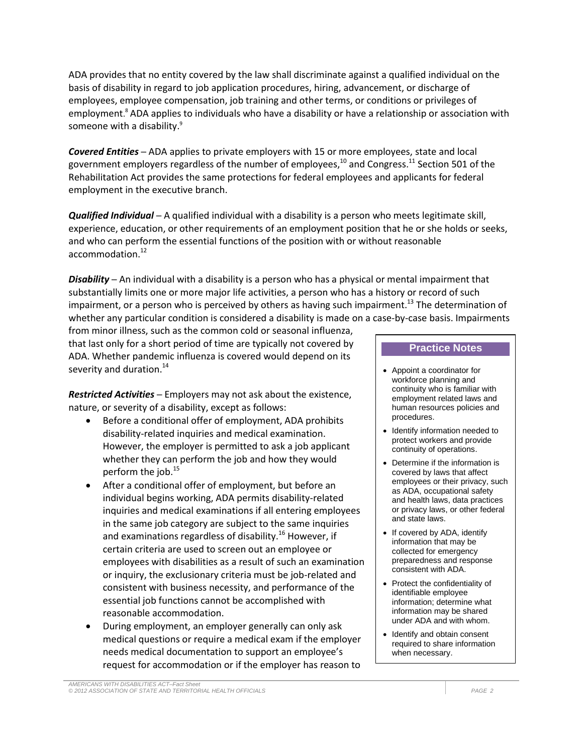ADA provides that no entity covered by the law shall discriminate against a qualified individual on the basis of disability in regard to job application procedures, hiring, advancement, or discharge of employees, employee compensation, job training and other terms, or conditions or privileges of employment.[8] ADA applies to individuals who have a disability or have a relationship or association with someone with a disability.[9]

***Covered Entities*** – ADA applies to private employers with 15 or more employees, state and local government employers regardless of the number of employees,[10] and Congress.[11] Section 501 of the Rehabilitation Act provides the same protections for federal employees and applicants for federal employment in the executive branch.

***Qualified Individual*** – A qualified individual with a disability is a person who meets legitimate skill, experience, education, or other requirements of an employment position that he or she holds or seeks, and who can perform the essential functions of the position with or without reasonable accommodation.[12]

***Disability*** – An individual with a disability is a person who has a physical or mental impairment that substantially limits one or more major life activities, a person who has a history or record of such impairment, or a person who is perceived by others as having such impairment.[13] The determination of whether any particular condition is considered a disability is made on a case-by-case basis. Impairments from minor illness, such as the common cold or seasonal influenza, that last only for a short period of time are typically not covered by ADA. Whether pandemic influenza is covered would depend on its severity and duration.[14]

***Restricted Activities*** – Employers may not ask about the existence, nature, or severity of a disability, except as follows:

- Before a conditional offer of employment, ADA prohibits disability-related inquiries and medical examination. However, the employer is permitted to ask a job applicant whether they can perform the job and how they would perform the job.[15]
- After a conditional offer of employment, but before an individual begins working, ADA permits disability-related inquiries and medical examinations if all entering employees in the same job category are subject to the same inquiries and examinations regardless of disability.[16] However, if certain criteria are used to screen out an employee or employees with disabilities as a result of such an examination or inquiry, the exclusionary criteria must be job-related and consistent with business necessity, and performance of the essential job functions cannot be accomplished with reasonable accommodation.
- During employment, an employer generally can only ask medical questions or require a medical exam if the employer needs medical documentation to support an employee's request for accommodation or if the employer has reason to

### Practice Notes

- Appoint a coordinator for workforce planning and continuity who is familiar with employment related laws and human resources policies and procedures.
- Identify information needed to protect workers and provide continuity of operations.
- Determine if the information is covered by laws that affect employees or their privacy, such as ADA, occupational safety and health laws, data practices or privacy laws, or other federal and state laws.
- If covered by ADA, identify information that may be collected for emergency preparedness and response consistent with ADA.
- Protect the confidentiality of identifiable employee information; determine what information may be shared under ADA and with whom.
- Identify and obtain consent required to share information when necessary.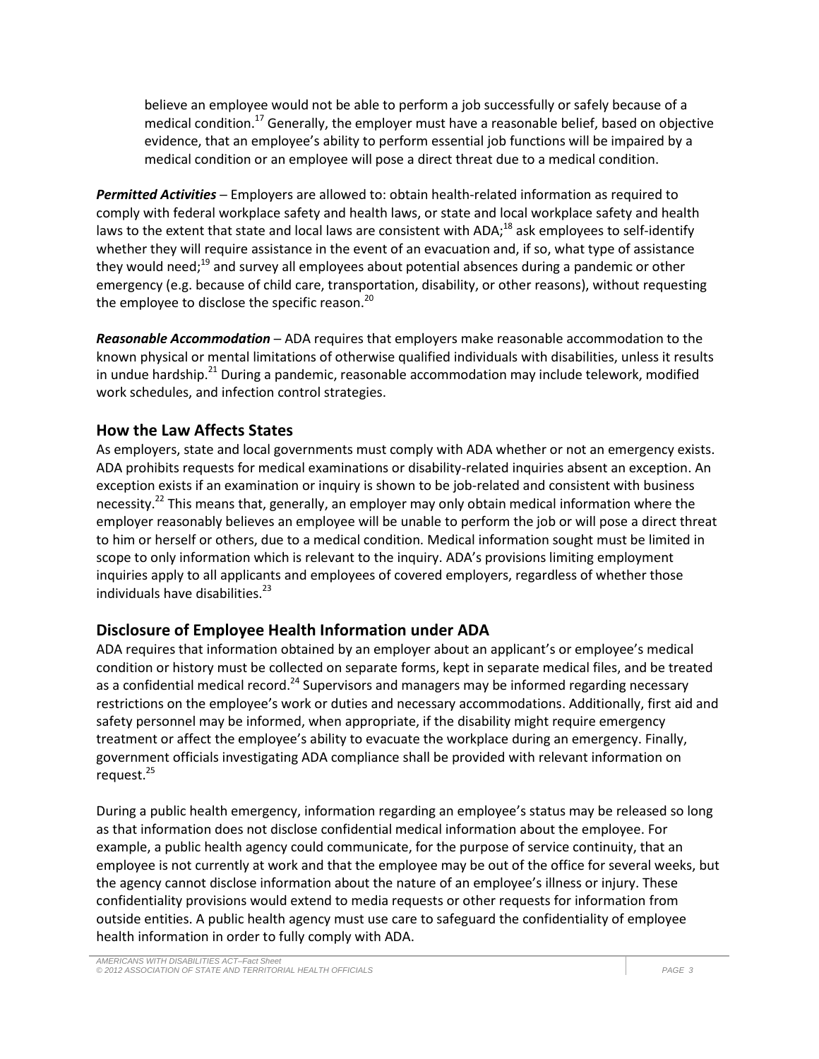believe an employee would not be able to perform a job successfully or safely because of a medical condition.[17] Generally, the employer must have a reasonable belief, based on objective evidence, that an employee's ability to perform essential job functions will be impaired by a medical condition or an employee will pose a direct threat due to a medical condition.

***Permitted Activities*** – Employers are allowed to: obtain health-related information as required to comply with federal workplace safety and health laws, or state and local workplace safety and health laws to the extent that state and local laws are consistent with ADA;[18] ask employees to self-identify whether they will require assistance in the event of an evacuation and, if so, what type of assistance they would need;[19] and survey all employees about potential absences during a pandemic or other emergency (e.g. because of child care, transportation, disability, or other reasons), without requesting the employee to disclose the specific reason.[20]

***Reasonable Accommodation*** – ADA requires that employers make reasonable accommodation to the known physical or mental limitations of otherwise qualified individuals with disabilities, unless it results in undue hardship.[21] During a pandemic, reasonable accommodation may include telework, modified work schedules, and infection control strategies.

## How the Law Affects States

As employers, state and local governments must comply with ADA whether or not an emergency exists. ADA prohibits requests for medical examinations or disability-related inquiries absent an exception. An exception exists if an examination or inquiry is shown to be job-related and consistent with business necessity.[22] This means that, generally, an employer may only obtain medical information where the employer reasonably believes an employee will be unable to perform the job or will pose a direct threat to him or herself or others, due to a medical condition. Medical information sought must be limited in scope to only information which is relevant to the inquiry. ADA's provisions limiting employment inquiries apply to all applicants and employees of covered employers, regardless of whether those individuals have disabilities.[23]

## Disclosure of Employee Health Information under ADA

ADA requires that information obtained by an employer about an applicant's or employee's medical condition or history must be collected on separate forms, kept in separate medical files, and be treated as a confidential medical record.[24] Supervisors and managers may be informed regarding necessary restrictions on the employee's work or duties and necessary accommodations. Additionally, first aid and safety personnel may be informed, when appropriate, if the disability might require emergency treatment or affect the employee's ability to evacuate the workplace during an emergency. Finally, government officials investigating ADA compliance shall be provided with relevant information on request.[25]

During a public health emergency, information regarding an employee's status may be released so long as that information does not disclose confidential medical information about the employee. For example, a public health agency could communicate, for the purpose of service continuity, that an employee is not currently at work and that the employee may be out of the office for several weeks, but the agency cannot disclose information about the nature of an employee's illness or injury. These confidentiality provisions would extend to media requests or other requests for information from outside entities. A public health agency must use care to safeguard the confidentiality of employee health information in order to fully comply with ADA.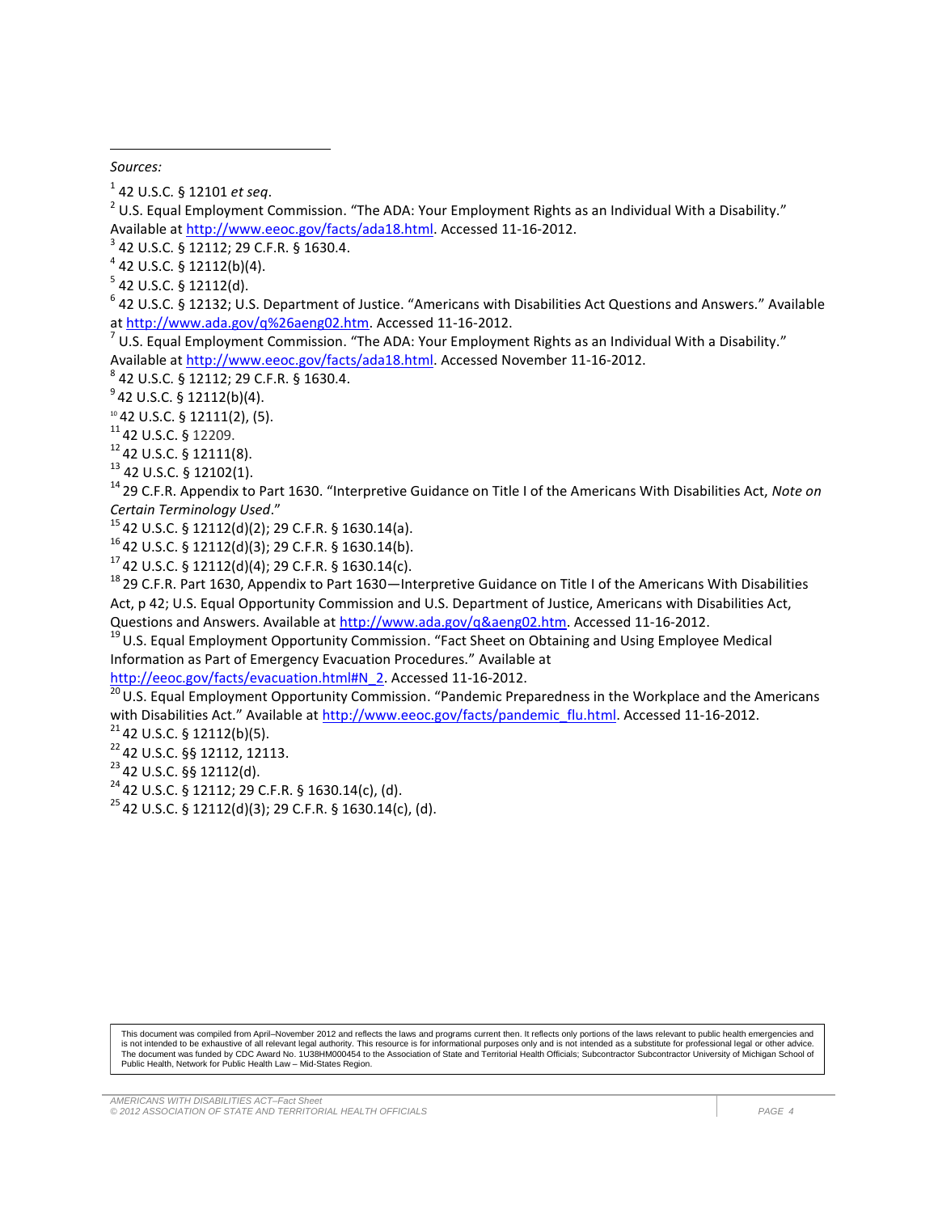*Sources:*

[1] 42 U.S.C. § 12101 *et seq*.

[2] U.S. Equal Employment Commission. "The ADA: Your Employment Rights as an Individual With a Disability." Available at http://www.eeoc.gov/facts/ada18.html. Accessed 11-16-2012.

[3] 42 U.S.C. § 12112; 29 C.F.R. § 1630.4.

[4] 42 U.S.C. § 12112(b)(4).

[5] 42 U.S.C. § 12112(d).

[6] 42 U.S.C. § 12132; U.S. Department of Justice. "Americans with Disabilities Act Questions and Answers." Available at http://www.ada.gov/q%26aeng02.htm. Accessed 11-16-2012.

[7] U.S. Equal Employment Commission. "The ADA: Your Employment Rights as an Individual With a Disability." Available at http://www.eeoc.gov/facts/ada18.html. Accessed November 11-16-2012.

[8] 42 U.S.C. § 12112; 29 C.F.R. § 1630.4.

[9] 42 U.S.C. § 12112(b)(4).

[10] 42 U.S.C. § 12111(2), (5).

[11] 42 U.S.C. § 12209.

[12] 42 U.S.C. § 12111(8).

[13] 42 U.S.C. § 12102(1).

[14] 29 C.F.R. Appendix to Part 1630. "Interpretive Guidance on Title I of the Americans With Disabilities Act, *Note on Certain Terminology Used*."

[15] 42 U.S.C. § 12112(d)(2); 29 C.F.R. § 1630.14(a).

[16] 42 U.S.C. § 12112(d)(3); 29 C.F.R. § 1630.14(b).

[17] 42 U.S.C. § 12112(d)(4); 29 C.F.R. § 1630.14(c).

[18] 29 C.F.R. Part 1630, Appendix to Part 1630—Interpretive Guidance on Title I of the Americans With Disabilities Act, p 42; U.S. Equal Opportunity Commission and U.S. Department of Justice, Americans with Disabilities Act, Questions and Answers. Available at http://www.ada.gov/q&aeng02.htm. Accessed 11-16-2012.

[19] U.S. Equal Employment Opportunity Commission. "Fact Sheet on Obtaining and Using Employee Medical Information as Part of Emergency Evacuation Procedures." Available at http://eeoc.gov/facts/evacuation.html#N_2. Accessed 11-16-2012.

[20] U.S. Equal Employment Opportunity Commission. "Pandemic Preparedness in the Workplace and the Americans with Disabilities Act." Available at http://www.eeoc.gov/facts/pandemic_flu.html. Accessed 11-16-2012.

[21] 42 U.S.C. § 12112(b)(5).

[22] 42 U.S.C. §§ 12112, 12113.

[23] 42 U.S.C. §§ 12112(d).

[24] 42 U.S.C. § 12112; 29 C.F.R. § 1630.14(c), (d).

[25] 42 U.S.C. § 12112(d)(3); 29 C.F.R. § 1630.14(c), (d).

This document was compiled from April–November 2012 and reflects the laws and programs current then. It reflects only portions of the laws relevant to public health emergencies and is not intended to be exhaustive of all relevant legal authority. This resource is for informational purposes only and is not intended as a substitute for professional legal or other advice. The document was funded by CDC Award No. 1U38HM000454 to the Association of State and Territorial Health Officials; Subcontractor Subcontractor University of Michigan School of Public Health, Network for Public Health Law – Mid-States Region.